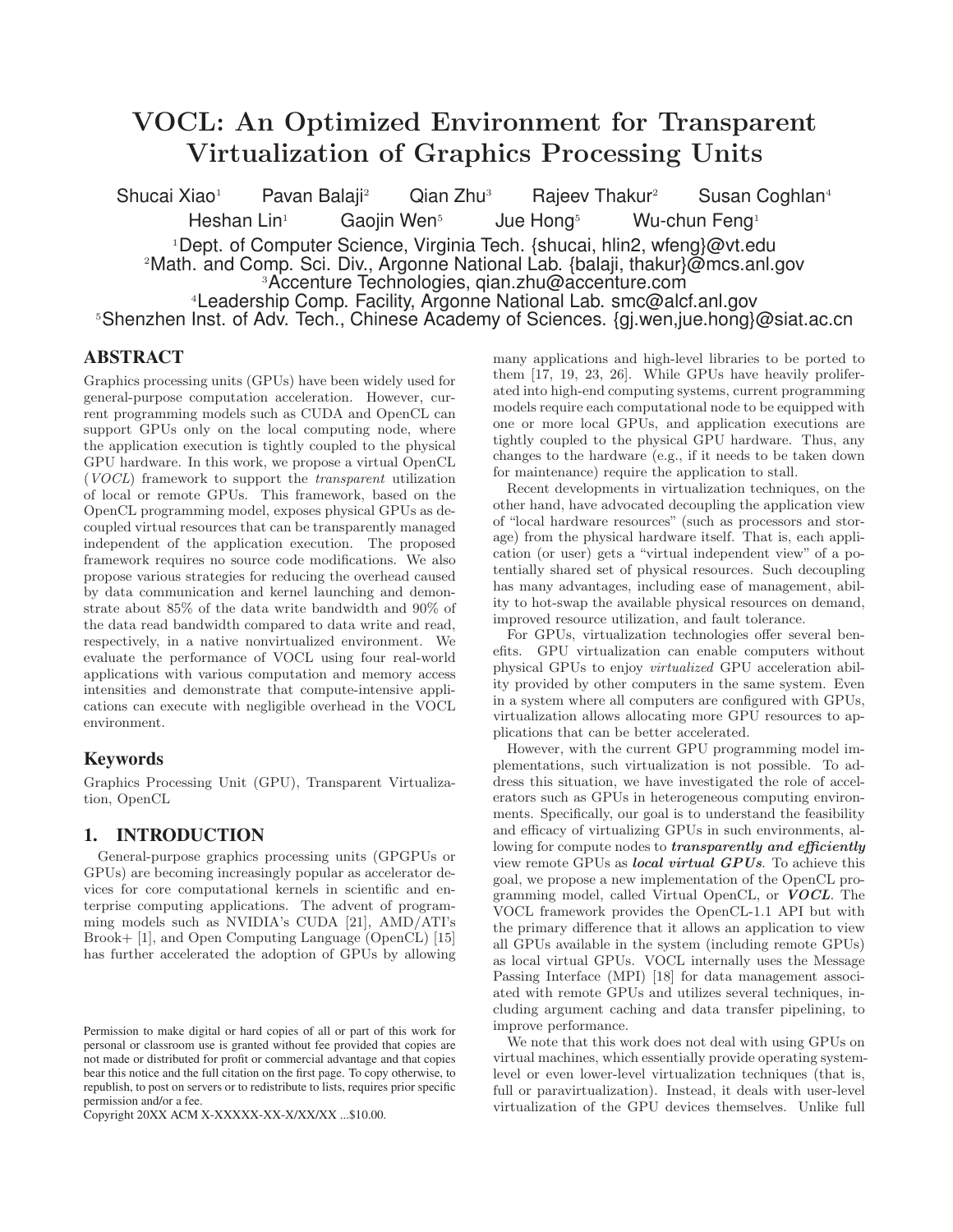# VOCL: An Optimized Environment for Transparent Virtualization of Graphics Processing Units

Shucai Xiao[1] Pavan Balaji[2] Qian Zhu[3] Rajeev Thakur[2] Susan Coghlan[4]
Heshan Lin[1] Gaojin Wen[5] Jue Hong[5] Wu-chun Feng[1]

[1]Dept. of Computer Science, Virginia Tech. {shucai, hlin2, wfeng}@vt.edu
[2]Math. and Comp. Sci. Div., Argonne National Lab. {balaji, thakur}@mcs.anl.gov
[3]Accenture Technologies, qian.zhu@accenture.com
[4]Leadership Comp. Facility, Argonne National Lab. smc@alcf.anl.gov
[5]Shenzhen Inst. of Adv. Tech., Chinese Academy of Sciences. {gj.wen,jue.hong}@siat.ac.cn

## ABSTRACT

Graphics processing units (GPUs) have been widely used for general-purpose computation acceleration. However, current programming models such as CUDA and OpenCL can support GPUs only on the local computing node, where the application execution is tightly coupled to the physical GPU hardware. In this work, we propose a virtual OpenCL (*VOCL*) framework to support the *transparent* utilization of local or remote GPUs. This framework, based on the OpenCL programming model, exposes physical GPUs as decoupled virtual resources that can be transparently managed independent of the application execution. The proposed framework requires no source code modifications. We also propose various strategies for reducing the overhead caused by data communication and kernel launching and demonstrate about 85% of the data write bandwidth and 90% of the data read bandwidth compared to data write and read, respectively, in a native nonvirtualized environment. We evaluate the performance of VOCL using four real-world applications with various computation and memory access intensities and demonstrate that compute-intensive applications can execute with negligible overhead in the VOCL environment.

### Keywords

Graphics Processing Unit (GPU), Transparent Virtualization, OpenCL

## 1. INTRODUCTION

General-purpose graphics processing units (GPGPUs or GPUs) are becoming increasingly popular as accelerator devices for core computational kernels in scientific and enterprise computing applications. The advent of programming models such as NVIDIA's CUDA [21], AMD/ATI's Brook+ [1], and Open Computing Language (OpenCL) [15] has further accelerated the adoption of GPUs by allowing many applications and high-level libraries to be ported to them [17, 19, 23, 26]. While GPUs have heavily proliferated into high-end computing systems, current programming models require each computational node to be equipped with one or more local GPUs, and application executions are tightly coupled to the physical GPU hardware. Thus, any changes to the hardware (e.g., if it needs to be taken down for maintenance) require the application to stall.

Recent developments in virtualization techniques, on the other hand, have advocated decoupling the application view of "local hardware resources" (such as processors and storage) from the physical hardware itself. That is, each application (or user) gets a "virtual independent view" of a potentially shared set of physical resources. Such decoupling has many advantages, including ease of management, ability to hot-swap the available physical resources on demand, improved resource utilization, and fault tolerance.

For GPUs, virtualization technologies offer several benefits. GPU virtualization can enable computers without physical GPUs to enjoy *virtualized* GPU acceleration ability provided by other computers in the same system. Even in a system where all computers are configured with GPUs, virtualization allows allocating more GPU resources to applications that can be better accelerated.

However, with the current GPU programming model implementations, such virtualization is not possible. To address this situation, we have investigated the role of accelerators such as GPUs in heterogeneous computing environments. Specifically, our goal is to understand the feasibility and efficacy of virtualizing GPUs in such environments, allowing for compute nodes to ***transparently and efficiently*** view remote GPUs as ***local virtual GPUs***. To achieve this goal, we propose a new implementation of the OpenCL programming model, called Virtual OpenCL, or ***VOCL***. The VOCL framework provides the OpenCL-1.1 API but with the primary difference that it allows an application to view all GPUs available in the system (including remote GPUs) as local virtual GPUs. VOCL internally uses the Message Passing Interface (MPI) [18] for data management associated with remote GPUs and utilizes several techniques, including argument caching and data transfer pipelining, to improve performance.

We note that this work does not deal with using GPUs on virtual machines, which essentially provide operating system-level or even lower-level virtualization techniques (that is, full or paravirtualization). Instead, it deals with user-level virtualization of the GPU devices themselves. Unlike full

Permission to make digital or hard copies of all or part of this work for personal or classroom use is granted without fee provided that copies are not made or distributed for profit or commercial advantage and that copies bear this notice and the full citation on the first page. To copy otherwise, to republish, to post on servers or to redistribute to lists, requires prior specific permission and/or a fee.
Copyright 20XX ACM X-XXXXX-XX-X/XX/XX ...$10.00.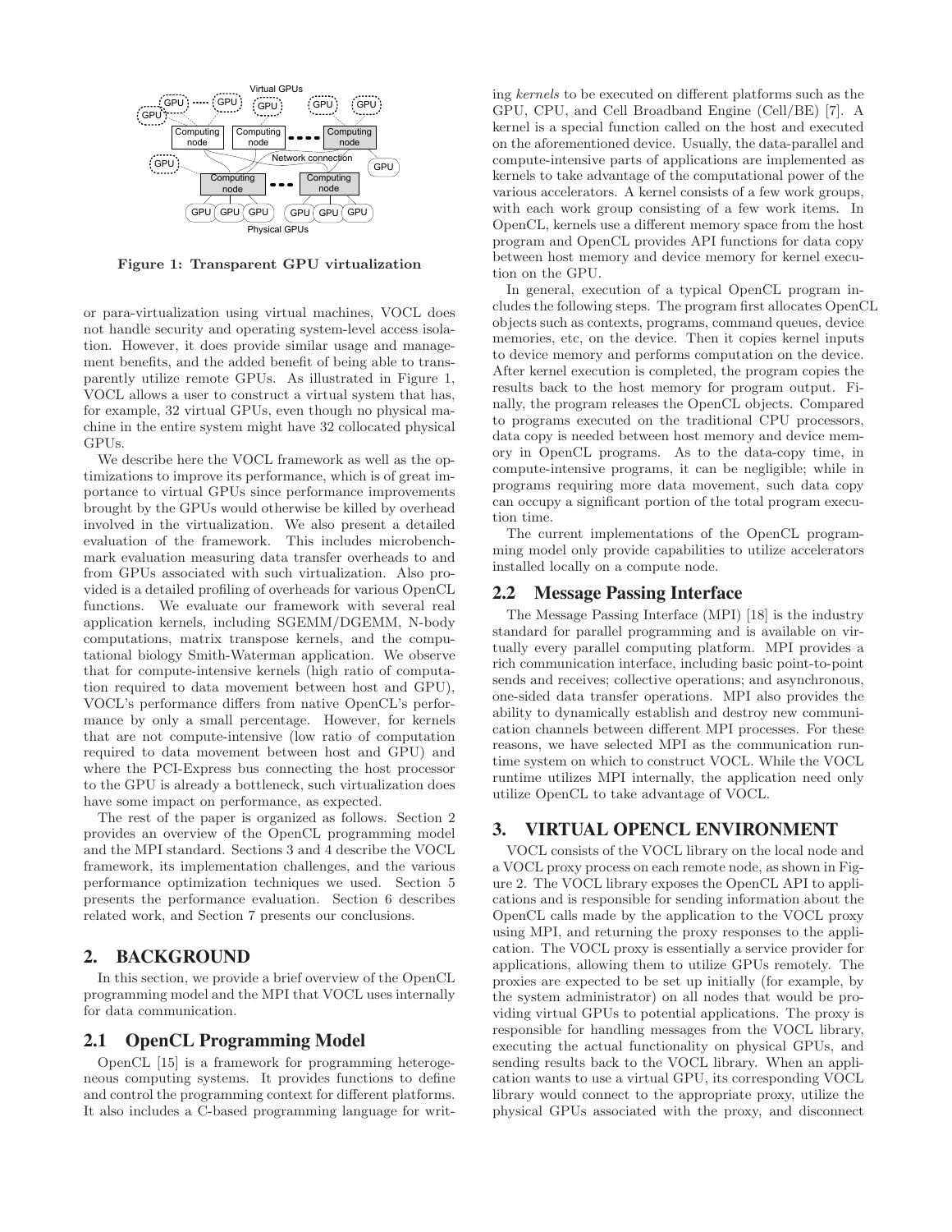Figure 1: Transparent GPU virtualization

or para-virtualization using virtual machines, VOCL does not handle security and operating system-level access isolation. However, it does provide similar usage and management benefits, and the added benefit of being able to transparently utilize remote GPUs. As illustrated in Figure 1, VOCL allows a user to construct a virtual system that has, for example, 32 virtual GPUs, even though no physical machine in the entire system might have 32 collocated physical GPUs.

We describe here the VOCL framework as well as the optimizations to improve its performance, which is of great importance to virtual GPUs since performance improvements brought by the GPUs would otherwise be killed by overhead involved in the virtualization. We also present a detailed evaluation of the framework. This includes microbenchmark evaluation measuring data transfer overheads to and from GPUs associated with such virtualization. Also provided is a detailed profiling of overheads for various OpenCL functions. We evaluate our framework with several real application kernels, including SGEMM/DGEMM, N-body computations, matrix transpose kernels, and the computational biology Smith-Waterman application. We observe that for compute-intensive kernels (high ratio of computation required to data movement between host and GPU), VOCL's performance differs from native OpenCL's performance by only a small percentage. However, for kernels that are not compute-intensive (low ratio of computation required to data movement between host and GPU) and where the PCI-Express bus connecting the host processor to the GPU is already a bottleneck, such virtualization does have some impact on performance, as expected.

The rest of the paper is organized as follows. Section 2 provides an overview of the OpenCL programming model and the MPI standard. Sections 3 and 4 describe the VOCL framework, its implementation challenges, and the various performance optimization techniques we used. Section 5 presents the performance evaluation. Section 6 describes related work, and Section 7 presents our conclusions.

## 2. BACKGROUND

In this section, we provide a brief overview of the OpenCL programming model and the MPI that VOCL uses internally for data communication.

### 2.1 OpenCL Programming Model

OpenCL [15] is a framework for programming heterogeneous computing systems. It provides functions to define and control the programming context for different platforms. It also includes a C-based programming language for writing *kernels* to be executed on different platforms such as the GPU, CPU, and Cell Broadband Engine (Cell/BE) [7]. A kernel is a special function called on the host and executed on the aforementioned device. Usually, the data-parallel and compute-intensive parts of applications are implemented as kernels to take advantage of the computational power of the various accelerators. A kernel consists of a few work groups, with each work group consisting of a few work items. In OpenCL, kernels use a different memory space from the host program and OpenCL provides API functions for data copy between host memory and device memory for kernel execution on the GPU.

In general, execution of a typical OpenCL program includes the following steps. The program first allocates OpenCL objects such as contexts, programs, command queues, device memories, etc, on the device. Then it copies kernel inputs to device memory and performs computation on the device. After kernel execution is completed, the program copies the results back to the host memory for program output. Finally, the program releases the OpenCL objects. Compared to programs executed on the traditional CPU processors, data copy is needed between host memory and device memory in OpenCL programs. As to the data-copy time, in compute-intensive programs, it can be negligible; while in programs requiring more data movement, such data copy can occupy a significant portion of the total program execution time.

The current implementations of the OpenCL programming model only provide capabilities to utilize accelerators installed locally on a compute node.

### 2.2 Message Passing Interface

The Message Passing Interface (MPI) [18] is the industry standard for parallel programming and is available on virtually every parallel computing platform. MPI provides a rich communication interface, including basic point-to-point sends and receives; collective operations; and asynchronous, one-sided data transfer operations. MPI also provides the ability to dynamically establish and destroy new communication channels between different MPI processes. For these reasons, we have selected MPI as the communication runtime system on which to construct VOCL. While the VOCL runtime utilizes MPI internally, the application need only utilize OpenCL to take advantage of VOCL.

## 3. VIRTUAL OPENCL ENVIRONMENT

VOCL consists of the VOCL library on the local node and a VOCL proxy process on each remote node, as shown in Figure 2. The VOCL library exposes the OpenCL API to applications and is responsible for sending information about the OpenCL calls made by the application to the VOCL proxy using MPI, and returning the proxy responses to the application. The VOCL proxy is essentially a service provider for applications, allowing them to utilize GPUs remotely. The proxies are expected to be set up initially (for example, by the system administrator) on all nodes that would be providing virtual GPUs to potential applications. The proxy is responsible for handling messages from the VOCL library, executing the actual functionality on physical GPUs, and sending results back to the VOCL library. When an application wants to use a virtual GPU, its corresponding VOCL library would connect to the appropriate proxy, utilize the physical GPUs associated with the proxy, and disconnect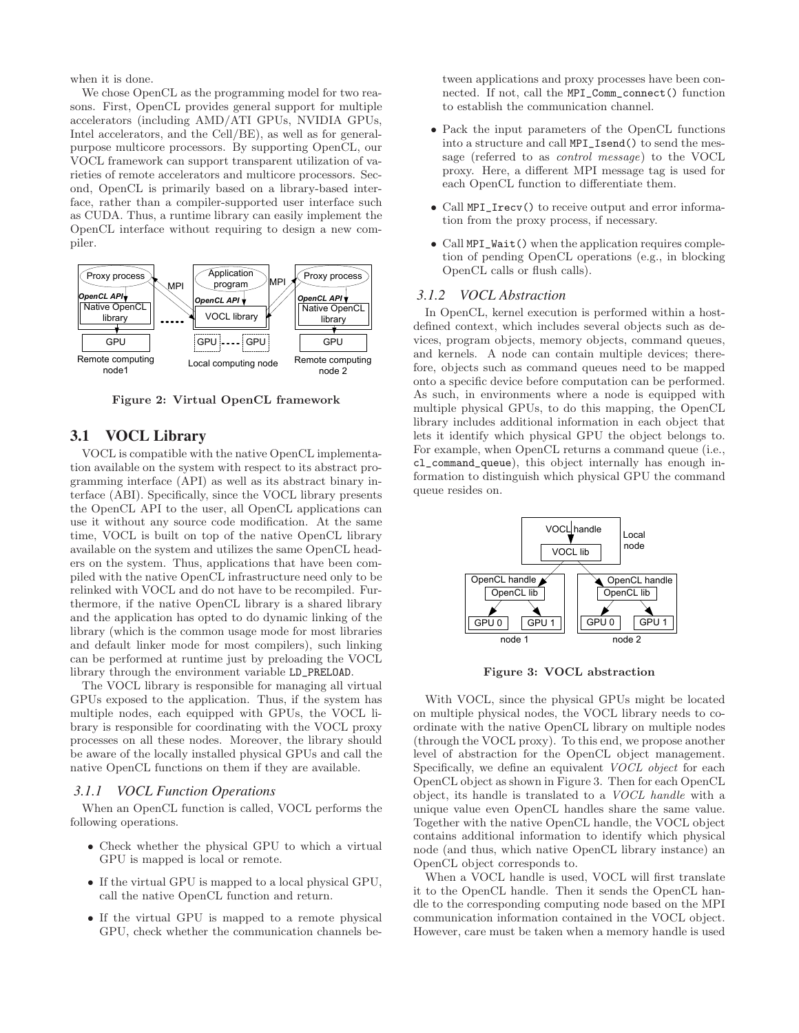when it is done.

We chose OpenCL as the programming model for two reasons. First, OpenCL provides general support for multiple accelerators (including AMD/ATI GPUs, NVIDIA GPUs, Intel accelerators, and the Cell/BE), as well as for general-purpose multicore processors. By supporting OpenCL, our VOCL framework can support transparent utilization of varieties of remote accelerators and multicore processors. Second, OpenCL is primarily based on a library-based interface, rather than a compiler-supported user interface such as CUDA. Thus, a runtime library can easily implement the OpenCL interface without requiring to design a new compiler.

**Figure 2: Virtual OpenCL framework**

## 3.1 VOCL Library

VOCL is compatible with the native OpenCL implementation available on the system with respect to its abstract programming interface (API) as well as its abstract binary interface (ABI). Specifically, since the VOCL library presents the OpenCL API to the user, all OpenCL applications can use it without any source code modification. At the same time, VOCL is built on top of the native OpenCL library available on the system and utilizes the same OpenCL headers on the system. Thus, applications that have been compiled with the native OpenCL infrastructure need only to be relinked with VOCL and do not have to be recompiled. Furthermore, if the native OpenCL library is a shared library and the application has opted to do dynamic linking of the library (which is the common usage mode for most libraries and default linker mode for most compilers), such linking can be performed at runtime just by preloading the VOCL library through the environment variable `LD_PRELOAD`.

The VOCL library is responsible for managing all virtual GPUs exposed to the application. Thus, if the system has multiple nodes, each equipped with GPUs, the VOCL library is responsible for coordinating with the VOCL proxy processes on all these nodes. Moreover, the library should be aware of the locally installed physical GPUs and call the native OpenCL functions on them if they are available.

### 3.1.1 VOCL Function Operations

When an OpenCL function is called, VOCL performs the following operations.

- Check whether the physical GPU to which a virtual GPU is mapped is local or remote.
- If the virtual GPU is mapped to a local physical GPU, call the native OpenCL function and return.
- If the virtual GPU is mapped to a remote physical GPU, check whether the communication channels between applications and proxy processes have been connected. If not, call the `MPI_Comm_connect()` function to establish the communication channel.
- Pack the input parameters of the OpenCL functions into a structure and call `MPI_Isend()` to send the message (referred to as *control message*) to the VOCL proxy. Here, a different MPI message tag is used for each OpenCL function to differentiate them.
- Call `MPI_Irecv()` to receive output and error information from the proxy process, if necessary.
- Call `MPI_Wait()` when the application requires completion of pending OpenCL operations (e.g., in blocking OpenCL calls or flush calls).

### 3.1.2 VOCL Abstraction

In OpenCL, kernel execution is performed within a host-defined context, which includes several objects such as devices, program objects, memory objects, command queues, and kernels. A node can contain multiple devices; therefore, objects such as command queues need to be mapped onto a specific device before computation can be performed. As such, in environments where a node is equipped with multiple physical GPUs, to do this mapping, the OpenCL library includes additional information in each object that lets it identify which physical GPU the object belongs to. For example, when OpenCL returns a command queue (i.e., `cl_command_queue`), this object internally has enough information to distinguish which physical GPU the command queue resides on.

**Figure 3: VOCL abstraction**

With VOCL, since the physical GPUs might be located on multiple physical nodes, the VOCL library needs to coordinate with the native OpenCL library on multiple nodes (through the VOCL proxy). To this end, we propose another level of abstraction for the OpenCL object management. Specifically, we define an equivalent *VOCL object* for each OpenCL object as shown in Figure 3. Then for each OpenCL object, its handle is translated to a *VOCL handle* with a unique value even OpenCL handles share the same value. Together with the native OpenCL handle, the VOCL object contains additional information to identify which physical node (and thus, which native OpenCL library instance) an OpenCL object corresponds to.

When a VOCL handle is used, VOCL will first translate it to the OpenCL handle. Then it sends the OpenCL handle to the corresponding computing node based on the MPI communication information contained in the VOCL object. However, care must be taken when a memory handle is used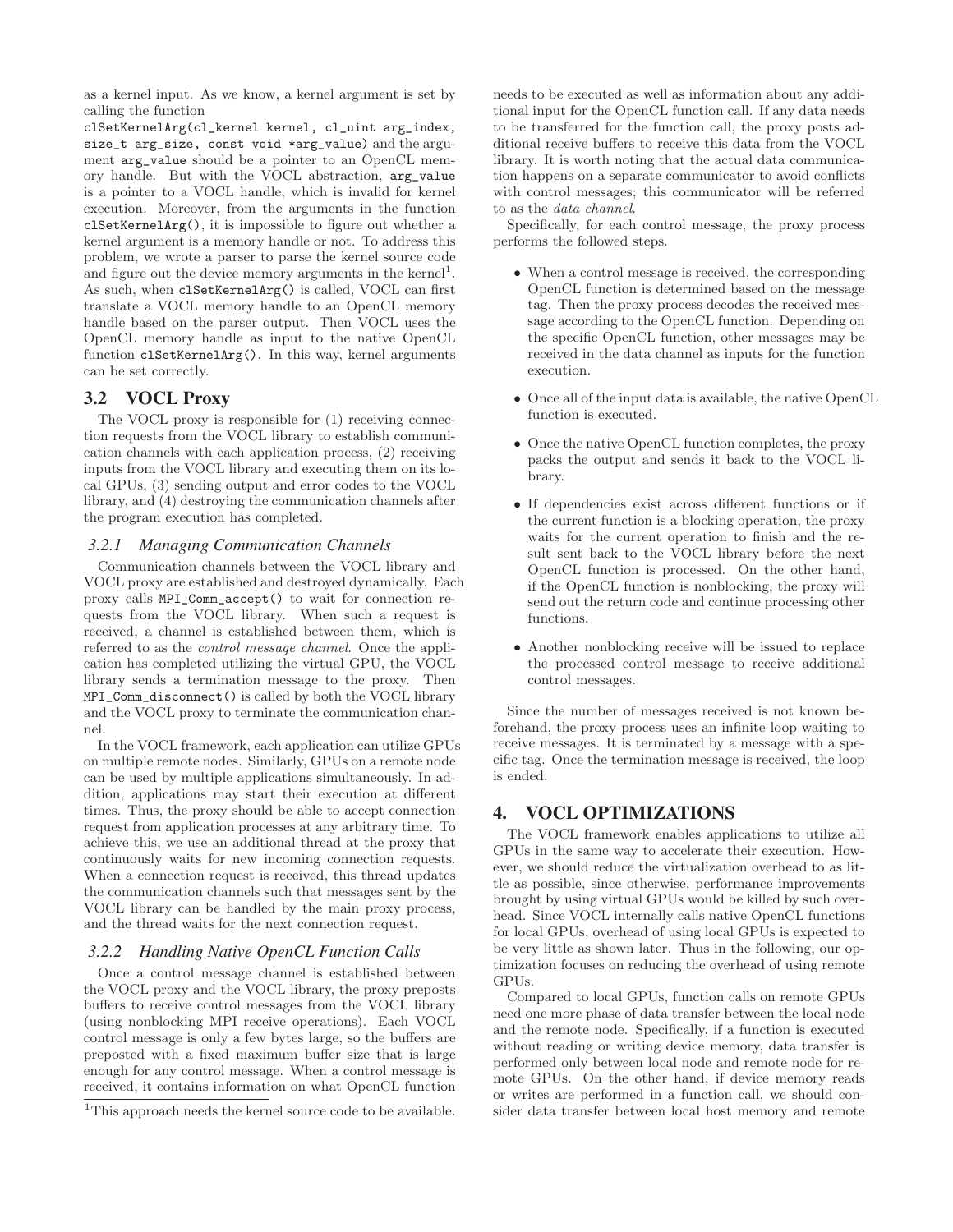as a kernel input. As we know, a kernel argument is set by calling the function `clSetKernelArg(cl_kernel kernel, cl_uint arg_index, size_t arg_size, const void *arg_value)` and the argument `arg_value` should be a pointer to an OpenCL memory handle. But with the VOCL abstraction, `arg_value` is a pointer to a VOCL handle, which is invalid for kernel execution. Moreover, from the arguments in the function `clSetKernelArg()`, it is impossible to figure out whether a kernel argument is a memory handle or not. To address this problem, we wrote a parser to parse the kernel source code and figure out the device memory arguments in the kernel[1]. As such, when `clSetKernelArg()` is called, VOCL can first translate a VOCL memory handle to an OpenCL memory handle based on the parser output. Then VOCL uses the OpenCL memory handle as input to the native OpenCL function `clSetKernelArg()`. In this way, kernel arguments can be set correctly.

## 3.2 VOCL Proxy

The VOCL proxy is responsible for (1) receiving connection requests from the VOCL library to establish communication channels with each application process, (2) receiving inputs from the VOCL library and executing them on its local GPUs, (3) sending output and error codes to the VOCL library, and (4) destroying the communication channels after the program execution has completed.

### 3.2.1 Managing Communication Channels

Communication channels between the VOCL library and VOCL proxy are established and destroyed dynamically. Each proxy calls `MPI_Comm_accept()` to wait for connection requests from the VOCL library. When such a request is received, a channel is established between them, which is referred to as the *control message channel*. Once the application has completed utilizing the virtual GPU, the VOCL library sends a termination message to the proxy. Then `MPI_Comm_disconnect()` is called by both the VOCL library and the VOCL proxy to terminate the communication channel.

In the VOCL framework, each application can utilize GPUs on multiple remote nodes. Similarly, GPUs on a remote node can be used by multiple applications simultaneously. In addition, applications may start their execution at different times. Thus, the proxy should be able to accept connection request from application processes at any arbitrary time. To achieve this, we use an additional thread at the proxy that continuously waits for new incoming connection requests. When a connection request is received, this thread updates the communication channels such that messages sent by the VOCL library can be handled by the main proxy process, and the thread waits for the next connection request.

### 3.2.2 Handling Native OpenCL Function Calls

Once a control message channel is established between the VOCL proxy and the VOCL library, the proxy preposts buffers to receive control messages from the VOCL library (using nonblocking MPI receive operations). Each VOCL control message is only a few bytes large, so the buffers are preposted with a fixed maximum buffer size that is large enough for any control message. When a control message is received, it contains information on what OpenCL function needs to be executed as well as information about any additional input for the OpenCL function call. If any data needs to be transferred for the function call, the proxy posts additional receive buffers to receive this data from the VOCL library. It is worth noting that the actual data communication happens on a separate communicator to avoid conflicts with control messages; this communicator will be referred to as the *data channel*.

Specifically, for each control message, the proxy process performs the followed steps.

- When a control message is received, the corresponding OpenCL function is determined based on the message tag. Then the proxy process decodes the received message according to the OpenCL function. Depending on the specific OpenCL function, other messages may be received in the data channel as inputs for the function execution.
- Once all of the input data is available, the native OpenCL function is executed.
- Once the native OpenCL function completes, the proxy packs the output and sends it back to the VOCL library.
- If dependencies exist across different functions or if the current function is a blocking operation, the proxy waits for the current operation to finish and the result sent back to the VOCL library before the next OpenCL function is processed. On the other hand, if the OpenCL function is nonblocking, the proxy will send out the return code and continue processing other functions.
- Another nonblocking receive will be issued to replace the processed control message to receive additional control messages.

Since the number of messages received is not known beforehand, the proxy process uses an infinite loop waiting to receive messages. It is terminated by a message with a specific tag. Once the termination message is received, the loop is ended.

# 4. VOCL OPTIMIZATIONS

The VOCL framework enables applications to utilize all GPUs in the same way to accelerate their execution. However, we should reduce the virtualization overhead to as little as possible, since otherwise, performance improvements brought by using virtual GPUs would be killed by such overhead. Since VOCL internally calls native OpenCL functions for local GPUs, overhead of using local GPUs is expected to be very little as shown later. Thus in the following, our optimization focuses on reducing the overhead of using remote GPUs.

Compared to local GPUs, function calls on remote GPUs need one more phase of data transfer between the local node and the remote node. Specifically, if a function is executed without reading or writing device memory, data transfer is performed only between local node and remote node for remote GPUs. On the other hand, if device memory reads or writes are performed in a function call, we should consider data transfer between local host memory and remote

[1]This approach needs the kernel source code to be available.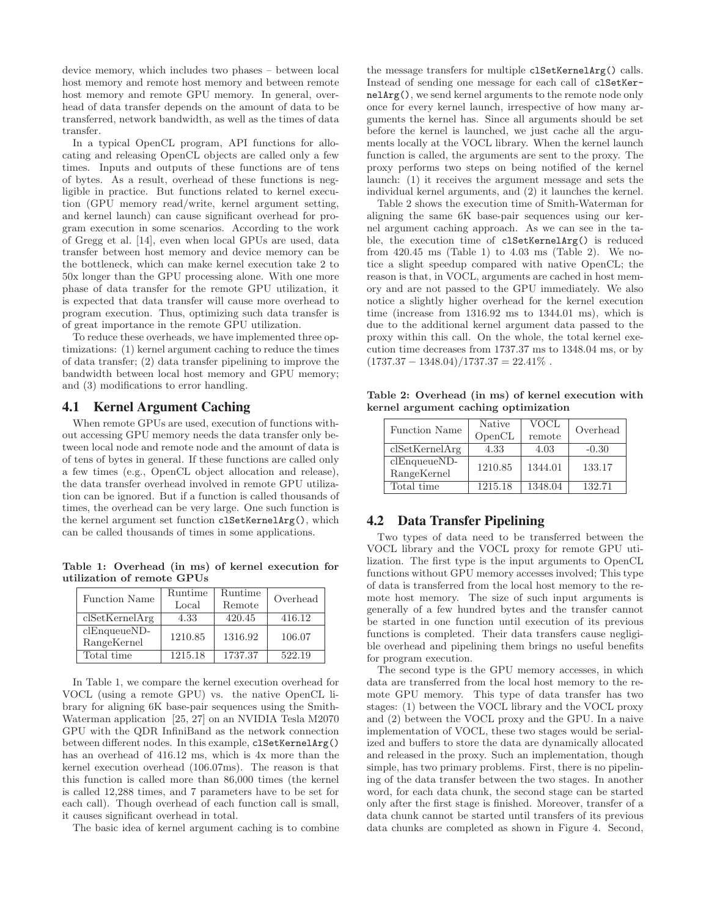device memory, which includes two phases – between local host memory and remote host memory and between remote host memory and remote GPU memory. In general, overhead of data transfer depends on the amount of data to be transferred, network bandwidth, as well as the times of data transfer.

In a typical OpenCL program, API functions for allocating and releasing OpenCL objects are called only a few times. Inputs and outputs of these functions are of tens of bytes. As a result, overhead of these functions is negligible in practice. But functions related to kernel execution (GPU memory read/write, kernel argument setting, and kernel launch) can cause significant overhead for program execution in some scenarios. According to the work of Gregg et al. [14], even when local GPUs are used, data transfer between host memory and device memory can be the bottleneck, which can make kernel execution take 2 to 50x longer than the GPU processing alone. With one more phase of data transfer for the remote GPU utilization, it is expected that data transfer will cause more overhead to program execution. Thus, optimizing such data transfer is of great importance in the remote GPU utilization.

To reduce these overheads, we have implemented three optimizations: (1) kernel argument caching to reduce the times of data transfer; (2) data transfer pipelining to improve the bandwidth between local host memory and GPU memory; and (3) modifications to error handling.

## 4.1 Kernel Argument Caching

When remote GPUs are used, execution of functions without accessing GPU memory needs the data transfer only between local node and remote node and the amount of data is of tens of bytes in general. If these functions are called only a few times (e.g., OpenCL object allocation and release), the data transfer overhead involved in remote GPU utilization can be ignored. But if a function is called thousands of times, the overhead can be very large. One such function is the kernel argument set function `clSetKernelArg()`, which can be called thousands of times in some applications.

**Table 1: Overhead (in ms) of kernel execution for utilization of remote GPUs**

| Function Name | Runtime Local | Runtime Remote | Overhead |
|---|---|---|---|
| clSetKernelArg | 4.33 | 420.45 | 416.12 |
| clEnqueueND-RangeKernel | 1210.85 | 1316.92 | 106.07 |
| Total time | 1215.18 | 1737.37 | 522.19 |

In Table 1, we compare the kernel execution overhead for VOCL (using a remote GPU) vs. the native OpenCL library for aligning 6K base-pair sequences using the Smith-Waterman application [25, 27] on an NVIDIA Tesla M2070 GPU with the QDR InfiniBand as the network connection between different nodes. In this example, `clSetKernelArg()` has an overhead of 416.12 ms, which is 4x more than the kernel execution overhead (106.07ms). The reason is that this function is called more than 86,000 times (the kernel is called 12,288 times, and 7 parameters have to be set for each call). Though overhead of each function call is small, it causes significant overhead in total.

The basic idea of kernel argument caching is to combine the message transfers for multiple `clSetKernelArg()` calls. Instead of sending one message for each call of `clSetKernelArg()`, we send kernel arguments to the remote node only once for every kernel launch, irrespective of how many arguments the kernel has. Since all arguments should be set before the kernel is launched, we just cache all the arguments locally at the VOCL library. When the kernel launch function is called, the arguments are sent to the proxy. The proxy performs two steps on being notified of the kernel launch: (1) it receives the argument message and sets the individual kernel arguments, and (2) it launches the kernel.

Table 2 shows the execution time of Smith-Waterman for aligning the same 6K base-pair sequences using our kernel argument caching approach. As we can see in the table, the execution time of `clSetKernelArg()` is reduced from 420.45 ms (Table 1) to 4.03 ms (Table 2). We notice a slight speedup compared with native OpenCL; the reason is that, in VOCL, arguments are cached in host memory and are not passed to the GPU immediately. We also notice a slightly higher overhead for the kernel execution time (increase from 1316.92 ms to 1344.01 ms), which is due to the additional kernel argument data passed to the proxy within this call. On the whole, the total kernel execution time decreases from 1737.37 ms to 1348.04 ms, or by $(1737.37 - 1348.04)/1737.37 = 22.41\%$ .

**Table 2: Overhead (in ms) of kernel execution with kernel argument caching optimization**

| Function Name | Native OpenCL | VOCL remote | Overhead |
|---|---|---|---|
| clSetKernelArg | 4.33 | 4.03 | -0.30 |
| clEnqueueND-RangeKernel | 1210.85 | 1344.01 | 133.17 |
| Total time | 1215.18 | 1348.04 | 132.71 |

## 4.2 Data Transfer Pipelining

Two types of data need to be transferred between the VOCL library and the VOCL proxy for remote GPU utilization. The first type is the input arguments to OpenCL functions without GPU memory accesses involved; This type of data is transferred from the local host memory to the remote host memory. The size of such input arguments is generally of a few hundred bytes and the transfer cannot be started in one function until execution of its previous functions is completed. Their data transfers cause negligible overhead and pipelining them brings no useful benefits for program execution.

The second type is the GPU memory accesses, in which data are transferred from the local host memory to the remote GPU memory. This type of data transfer has two stages: (1) between the VOCL library and the VOCL proxy and (2) between the VOCL proxy and the GPU. In a naive implementation of VOCL, these two stages would be serialized and buffers to store the data are dynamically allocated and released in the proxy. Such an implementation, though simple, has two primary problems. First, there is no pipelining of the data transfer between the two stages. In another word, for each data chunk, the second stage can be started only after the first stage is finished. Moreover, transfer of a data chunk cannot be started until transfers of its previous data chunks are completed as shown in Figure 4. Second,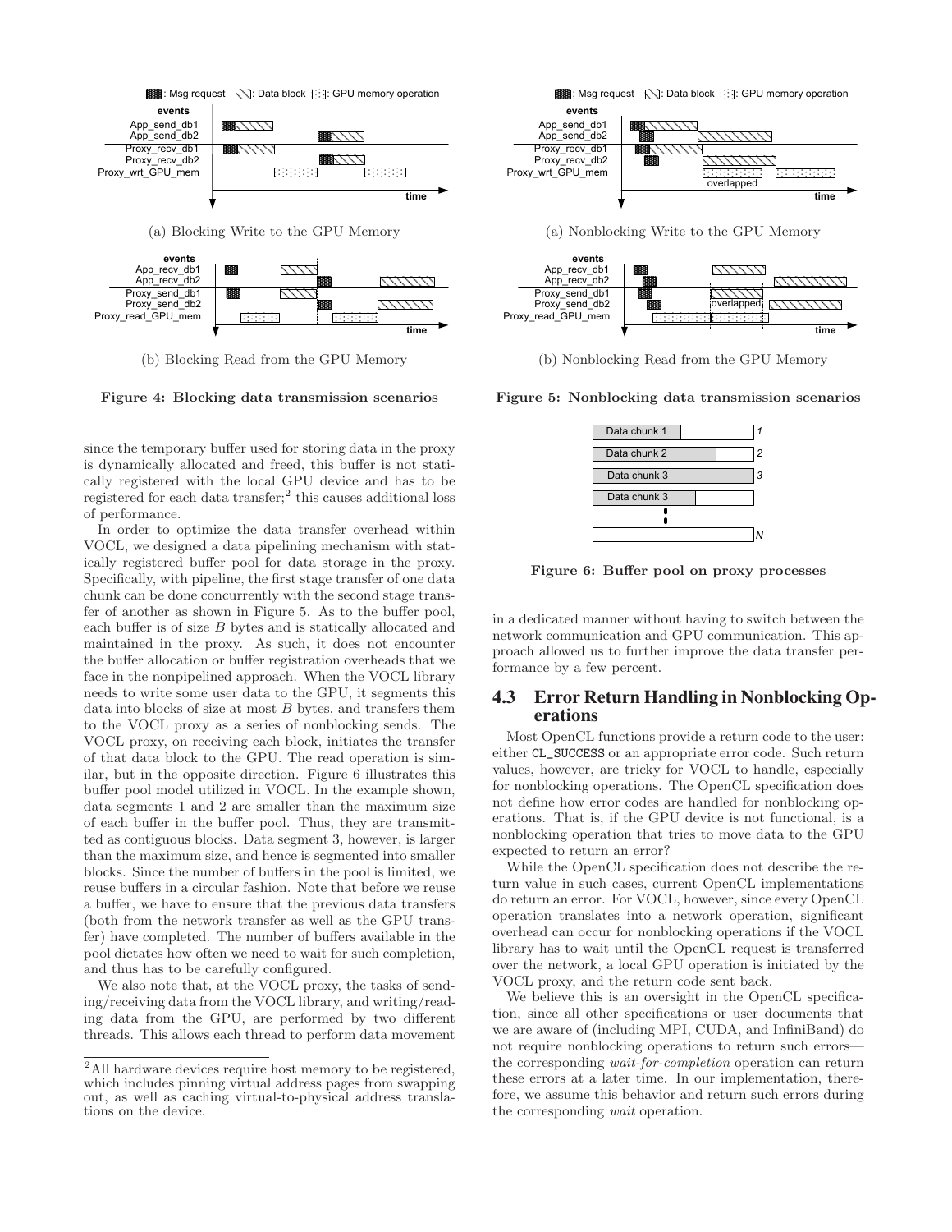(a) Blocking Write to the GPU Memory

(b) Blocking Read from the GPU Memory

**Figure 4: Blocking data transmission scenarios**

(a) Nonblocking Write to the GPU Memory

(b) Nonblocking Read from the GPU Memory

**Figure 5: Nonblocking data transmission scenarios**

**Figure 6: Buffer pool on proxy processes**

since the temporary buffer used for storing data in the proxy is dynamically allocated and freed, this buffer is not statically registered with the local GPU device and has to be registered for each data transfer;[2] this causes additional loss of performance.

In order to optimize the data transfer overhead within VOCL, we designed a data pipelining mechanism with statically registered buffer pool for data storage in the proxy. Specifically, with pipeline, the first stage transfer of one data chunk can be done concurrently with the second stage transfer of another as shown in Figure 5. As to the buffer pool, each buffer is of size $B$ bytes and is statically allocated and maintained in the proxy. As such, it does not encounter the buffer allocation or buffer registration overheads that we face in the nonpipelined approach. When the VOCL library needs to write some user data to the GPU, it segments this data into blocks of size at most $B$ bytes, and transfers them to the VOCL proxy as a series of nonblocking sends. The VOCL proxy, on receiving each block, initiates the transfer of that data block to the GPU. The read operation is similar, but in the opposite direction. Figure 6 illustrates this buffer pool model utilized in VOCL. In the example shown, data segments 1 and 2 are smaller than the maximum size of each buffer in the buffer pool. Thus, they are transmitted as contiguous blocks. Data segment 3, however, is larger than the maximum size, and hence is segmented into smaller blocks. Since the number of buffers in the pool is limited, we reuse buffers in a circular fashion. Note that before we reuse a buffer, we have to ensure that the previous data transfers (both from the network transfer as well as the GPU transfer) have completed. The number of buffers available in the pool dictates how often we need to wait for such completion, and thus has to be carefully configured.

We also note that, at the VOCL proxy, the tasks of sending/receiving data from the VOCL library, and writing/reading data from the GPU, are performed by two different threads. This allows each thread to perform data movement in a dedicated manner without having to switch between the network communication and GPU communication. This approach allowed us to further improve the data transfer performance by a few percent.

[2] All hardware devices require host memory to be registered, which includes pinning virtual address pages from swapping out, as well as caching virtual-to-physical address translations on the device.

## 4.3 Error Return Handling in Nonblocking Operations

Most OpenCL functions provide a return code to the user: either `CL_SUCCESS` or an appropriate error code. Such return values, however, are tricky for VOCL to handle, especially for nonblocking operations. The OpenCL specification does not define how error codes are handled for nonblocking operations. That is, if the GPU device is not functional, is a nonblocking operation that tries to move data to the GPU expected to return an error?

While the OpenCL specification does not describe the return value in such cases, current OpenCL implementations do return an error. For VOCL, however, since every OpenCL operation translates into a network operation, significant overhead can occur for nonblocking operations if the VOCL library has to wait until the OpenCL request is transferred over the network, a local GPU operation is initiated by the VOCL proxy, and the return code sent back.

We believe this is an oversight in the OpenCL specification, since all other specifications or user documents that we are aware of (including MPI, CUDA, and InfiniBand) do not require nonblocking operations to return such errors—the corresponding *wait-for-completion* operation can return these errors at a later time. In our implementation, therefore, we assume this behavior and return such errors during the corresponding *wait* operation.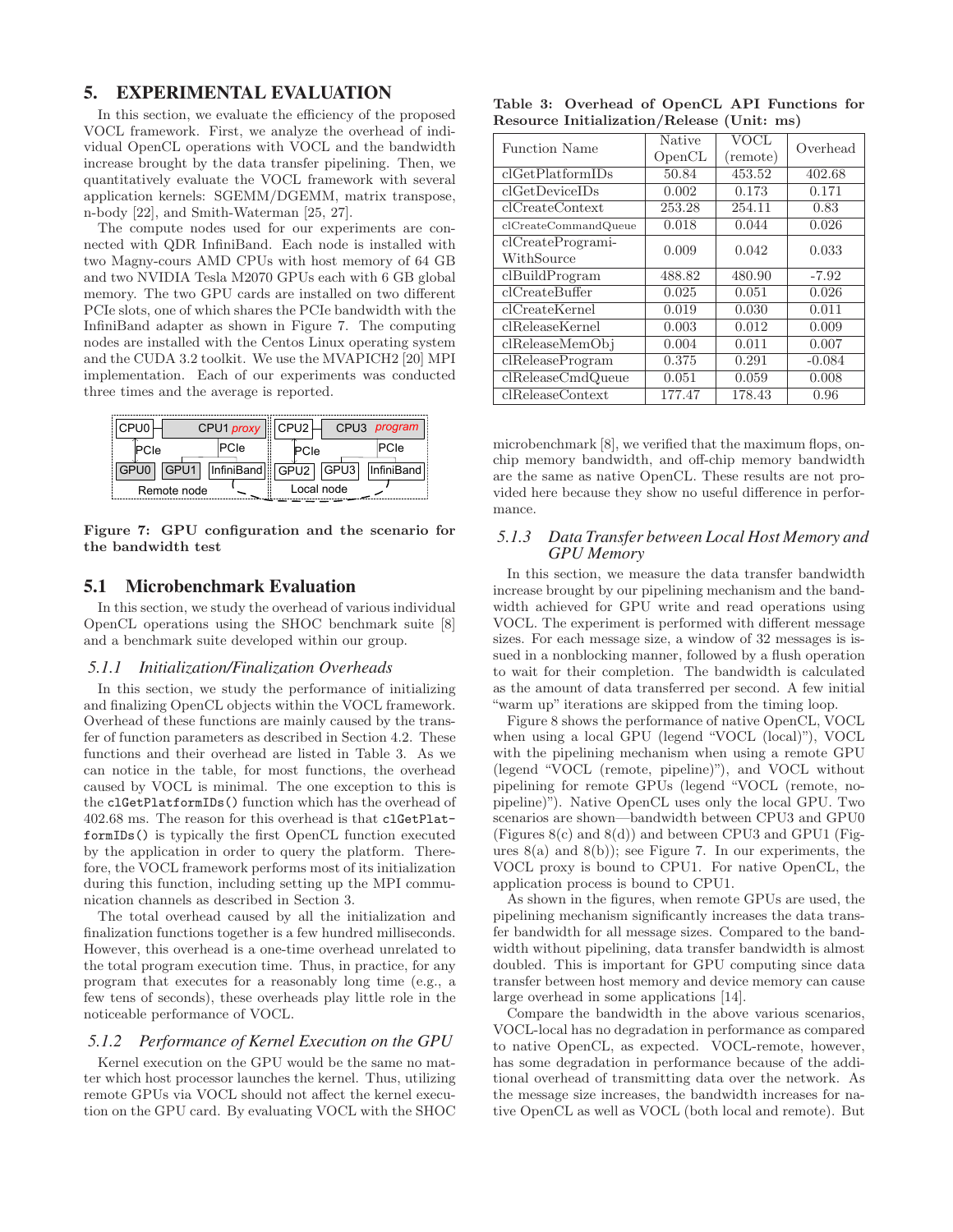## 5. EXPERIMENTAL EVALUATION

In this section, we evaluate the efficiency of the proposed VOCL framework. First, we analyze the overhead of individual OpenCL operations with VOCL and the bandwidth increase brought by the data transfer pipelining. Then, we quantitatively evaluate the VOCL framework with several application kernels: SGEMM/DGEMM, matrix transpose, n-body [22], and Smith-Waterman [25, 27].

The compute nodes used for our experiments are connected with QDR InfiniBand. Each node is installed with two Magny-cours AMD CPUs with host memory of 64 GB and two NVIDIA Tesla M2070 GPUs each with 6 GB global memory. The two GPU cards are installed on two different PCIe slots, one of which shares the PCIe bandwidth with the InfiniBand adapter as shown in Figure 7. The computing nodes are installed with the Centos Linux operating system and the CUDA 3.2 toolkit. We use the MVAPICH2 [20] MPI implementation. Each of our experiments was conducted three times and the average is reported.

Figure 7: GPU configuration and the scenario for the bandwidth test

### 5.1 Microbenchmark Evaluation

In this section, we study the overhead of various individual OpenCL operations using the SHOC benchmark suite [8] and a benchmark suite developed within our group.

#### 5.1.1 Initialization/Finalization Overheads

In this section, we study the performance of initializing and finalizing OpenCL objects within the VOCL framework. Overhead of these functions are mainly caused by the transfer of function parameters as described in Section 4.2. These functions and their overhead are listed in Table 3. As we can notice in the table, for most functions, the overhead caused by VOCL is minimal. The one exception to this is the `clGetPlatformIDs()` function which has the overhead of 402.68 ms. The reason for this overhead is that `clGetPlatformIDs()` is typically the first OpenCL function executed by the application in order to query the platform. Therefore, the VOCL framework performs most of its initialization during this function, including setting up the MPI communication channels as described in Section 3.

The total overhead caused by all the initialization and finalization functions together is a few hundred milliseconds. However, this overhead is a one-time overhead unrelated to the total program execution time. Thus, in practice, for any program that executes for a reasonably long time (e.g., a few tens of seconds), these overheads play little role in the noticeable performance of VOCL.

#### 5.1.2 Performance of Kernel Execution on the GPU

Kernel execution on the GPU would be the same no matter which host processor launches the kernel. Thus, utilizing remote GPUs via VOCL should not affect the kernel execution on the GPU card. By evaluating VOCL with the SHOC microbenchmark [8], we verified that the maximum flops, on-chip memory bandwidth, and off-chip memory bandwidth are the same as native OpenCL. These results are not provided here because they show no useful difference in performance.

**Table 3: Overhead of OpenCL API Functions for Resource Initialization/Release (Unit: ms)**

| Function Name | Native OpenCL | VOCL (remote) | Overhead |
|---|---|---|---|
| clGetPlatformIDs | 50.84 | 453.52 | 402.68 |
| clGetDeviceIDs | 0.002 | 0.173 | 0.171 |
| clCreateContext | 253.28 | 254.11 | 0.83 |
| clCreateCommandQueue | 0.018 | 0.044 | 0.026 |
| clCreateProgramWithSource | 0.009 | 0.042 | 0.033 |
| clBuildProgram | 488.82 | 480.90 | -7.92 |
| clCreateBuffer | 0.025 | 0.051 | 0.026 |
| clCreateKernel | 0.019 | 0.030 | 0.011 |
| clReleaseKernel | 0.003 | 0.012 | 0.009 |
| clReleaseMemObj | 0.004 | 0.011 | 0.007 |
| clReleaseProgram | 0.375 | 0.291 | -0.084 |
| clReleaseCmdQueue | 0.051 | 0.059 | 0.008 |
| clReleaseContext | 177.47 | 178.43 | 0.96 |

#### 5.1.3 Data Transfer between Local Host Memory and GPU Memory

In this section, we measure the data transfer bandwidth increase brought by our pipelining mechanism and the bandwidth achieved for GPU write and read operations using VOCL. The experiment is performed with different message sizes. For each message size, a window of 32 messages is issued in a nonblocking manner, followed by a flush operation to wait for their completion. The bandwidth is calculated as the amount of data transferred per second. A few initial "warm up" iterations are skipped from the timing loop.

Figure 8 shows the performance of native OpenCL, VOCL when using a local GPU (legend "VOCL (local)"), VOCL with the pipelining mechanism when using a remote GPU (legend "VOCL (remote, pipeline)"), and VOCL without pipelining for remote GPUs (legend "VOCL (remote, no-pipeline)"). Native OpenCL uses only the local GPU. Two scenarios are shown—bandwidth between CPU3 and GPU0 (Figures 8(c) and 8(d)) and between CPU3 and GPU1 (Figures 8(a) and 8(b)); see Figure 7. In our experiments, the VOCL proxy is bound to CPU1. For native OpenCL, the application process is bound to CPU1.

As shown in the figures, when remote GPUs are used, the pipelining mechanism significantly increases the data transfer bandwidth for all message sizes. Compared to the bandwidth without pipelining, data transfer bandwidth is almost doubled. This is important for GPU computing since data transfer between host memory and device memory can cause large overhead in some applications [14].

Compare the bandwidth in the above various scenarios, VOCL-local has no degradation in performance as compared to native OpenCL, as expected. VOCL-remote, however, has some degradation in performance because of the additional overhead of transmitting data over the network. As the message size increases, the bandwidth increases for native OpenCL as well as VOCL (both local and remote). But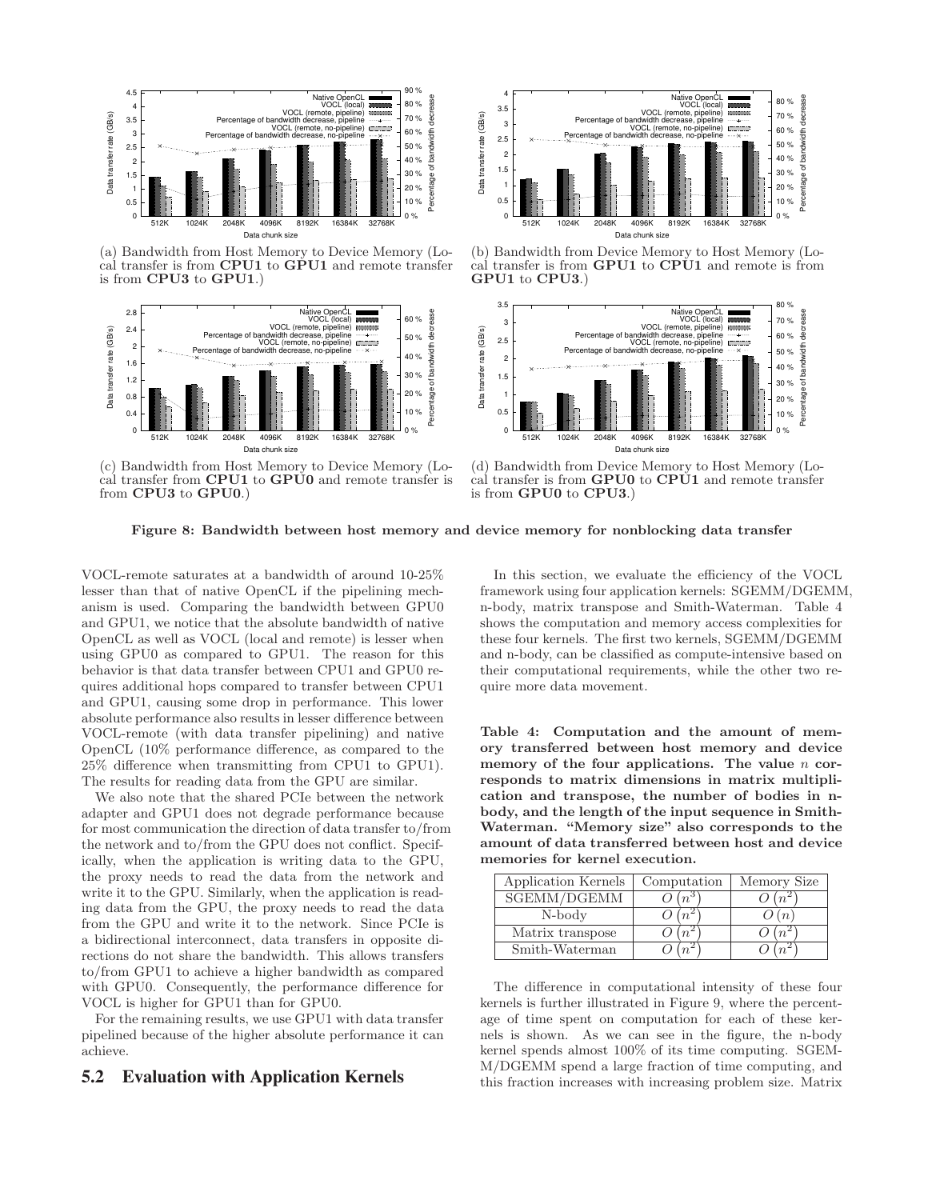(a) Bandwidth from Host Memory to Device Memory (Local transfer is from **CPU1** to **GPU1** and remote transfer is from **CPU3** to **GPU1**.)

(b) Bandwidth from Device Memory to Host Memory (Local transfer is from **GPU1** to **CPU1** and remote is from **GPU1** to **CPU3**.)

(c) Bandwidth from Host Memory to Device Memory (Local transfer from **CPU1** to **GPU0** and remote transfer is from **CPU3** to **GPU0**.)

(d) Bandwidth from Device Memory to Host Memory (Local transfer is from **GPU0** to **CPU1** and remote transfer is from **GPU0** to **CPU3**.)

**Figure 8: Bandwidth between host memory and device memory for nonblocking data transfer**

VOCL-remote saturates at a bandwidth of around 10-25% lesser than that of native OpenCL if the pipelining mechanism is used. Comparing the bandwidth between GPU0 and GPU1, we notice that the absolute bandwidth of native OpenCL as well as VOCL (local and remote) is lesser when using GPU0 as compared to GPU1. The reason for this behavior is that data transfer between CPU1 and GPU0 requires additional hops compared to transfer between CPU1 and GPU1, causing some drop in performance. This lower absolute performance also results in lesser difference between VOCL-remote (with data transfer pipelining) and native OpenCL (10% performance difference, as compared to the 25% difference when transmitting from CPU1 to GPU1). The results for reading data from the GPU are similar.

We also note that the shared PCIe between the network adapter and GPU1 does not degrade performance because for most communication the direction of data transfer to/from the network and to/from the GPU does not conflict. Specifically, when the application is writing data to the GPU, the proxy needs to read the data from the network and write it to the GPU. Similarly, when the application is reading data from the GPU, the proxy needs to read the data from the GPU and write it to the network. Since PCIe is a bidirectional interconnect, data transfers in opposite directions do not share the bandwidth. This allows transfers to/from GPU1 to achieve a higher bandwidth as compared with GPU0. Consequently, the performance difference for VOCL is higher for GPU1 than for GPU0.

For the remaining results, we use GPU1 with data transfer pipelined because of the higher absolute performance it can achieve.

## 5.2 Evaluation with Application Kernels

In this section, we evaluate the efficiency of the VOCL framework using four application kernels: SGEMM/DGEMM, n-body, matrix transpose and Smith-Waterman. Table 4 shows the computation and memory access complexities for these four kernels. The first two kernels, SGEMM/DGEMM and n-body, can be classified as compute-intensive based on their computational requirements, while the other two require more data movement.

**Table 4: Computation and the amount of memory transferred between host memory and device memory of the four applications. The value $n$ corresponds to matrix dimensions in matrix multiplication and transpose, the number of bodies in n-body, and the length of the input sequence in Smith-Waterman. "Memory size" also corresponds to the amount of data transferred between host and device memories for kernel execution.**

| Application Kernels | Computation | Memory Size |
| --- | --- | --- |
| SGEMM/DGEMM | $O(n^3)$ | $O(n^2)$ |
| N-body | $O(n^2)$ | $O(n)$ |
| Matrix transpose | $O(n^2)$ | $O(n^2)$ |
| Smith-Waterman | $O(n^2)$ | $O(n^2)$ |

The difference in computational intensity of these four kernels is further illustrated in Figure 9, where the percentage of time spent on computation for each of these kernels is shown. As we can see in the figure, the n-body kernel spends almost 100% of its time computing. SGEMM/DGEMM spend a large fraction of time computing, and this fraction increases with increasing problem size. Matrix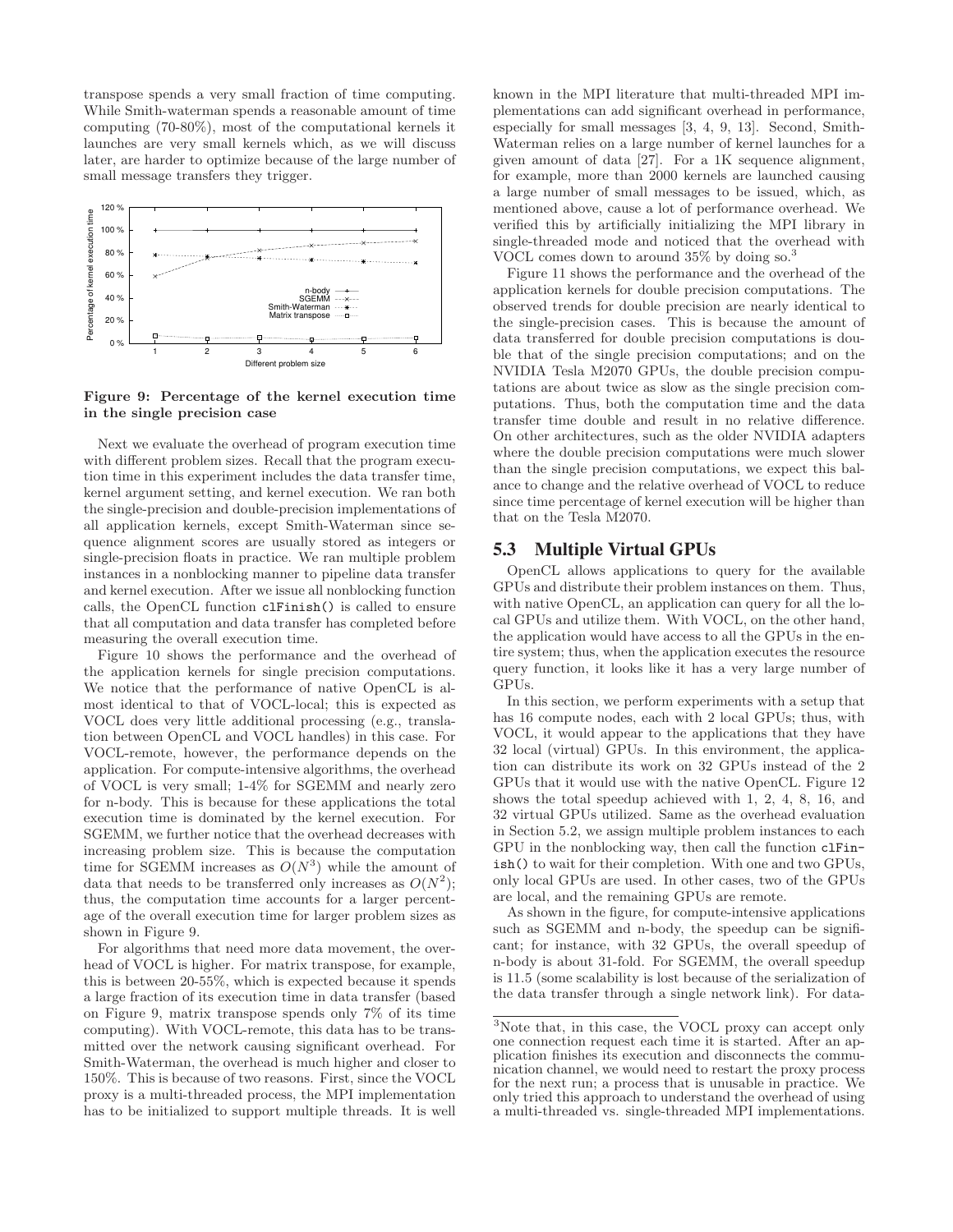transpose spends a very small fraction of time computing. While Smith-waterman spends a reasonable amount of time computing (70-80%), most of the computational kernels it launches are very small kernels which, as we will discuss later, are harder to optimize because of the large number of small message transfers they trigger.

**Figure 9: Percentage of the kernel execution time in the single precision case**

Next we evaluate the overhead of program execution time with different problem sizes. Recall that the program execution time in this experiment includes the data transfer time, kernel argument setting, and kernel execution. We ran both the single-precision and double-precision implementations of all application kernels, except Smith-Waterman since sequence alignment scores are usually stored as integers or single-precision floats in practice. We ran multiple problem instances in a nonblocking manner to pipeline data transfer and kernel execution. After we issue all nonblocking function calls, the OpenCL function `clFinish()` is called to ensure that all computation and data transfer has completed before measuring the overall execution time.

Figure 10 shows the performance and the overhead of the application kernels for single precision computations. We notice that the performance of native OpenCL is almost identical to that of VOCL-local; this is expected as VOCL does very little additional processing (e.g., translation between OpenCL and VOCL handles) in this case. For VOCL-remote, however, the performance depends on the application. For compute-intensive algorithms, the overhead of VOCL is very small; 1-4% for SGEMM and nearly zero for n-body. This is because for these applications the total execution time is dominated by the kernel execution. For SGEMM, we further notice that the overhead decreases with increasing problem size. This is because the computation time for SGEMM increases as $O(N^3)$ while the amount of data that needs to be transferred only increases as $O(N^2)$; thus, the computation time accounts for a larger percentage of the overall execution time for larger problem sizes as shown in Figure 9.

For algorithms that need more data movement, the overhead of VOCL is higher. For matrix transpose, for example, this is between 20-55%, which is expected because it spends a large fraction of its execution time in data transfer (based on Figure 9, matrix transpose spends only 7% of its time computing). With VOCL-remote, this data has to be transmitted over the network causing significant overhead. For Smith-Waterman, the overhead is much higher and closer to 150%. This is because of two reasons. First, since the VOCL proxy is a multi-threaded process, the MPI implementation has to be initialized to support multiple threads. It is well known in the MPI literature that multi-threaded MPI implementations can add significant overhead in performance, especially for small messages [3, 4, 9, 13]. Second, Smith-Waterman relies on a large number of kernel launches for a given amount of data [27]. For a 1K sequence alignment, for example, more than 2000 kernels are launched causing a large number of small messages to be issued, which, as mentioned above, cause a lot of performance overhead. We verified this by artificially initializing the MPI library in single-threaded mode and noticed that the overhead with VOCL comes down to around 35% by doing so.[3]

Figure 11 shows the performance and the overhead of the application kernels for double precision computations. The observed trends for double precision are nearly identical to the single-precision cases. This is because the amount of data transferred for double precision computations is double that of the single precision computations; and on the NVIDIA Tesla M2070 GPUs, the double precision computations are about twice as slow as the single precision computations. Thus, both the computation time and the data transfer time double and result in no relative difference. On other architectures, such as the older NVIDIA adapters where the double precision computations were much slower than the single precision computations, we expect this balance to change and the relative overhead of VOCL to reduce since time percentage of kernel execution will be higher than that on the Tesla M2070.

## 5.3 Multiple Virtual GPUs

OpenCL allows applications to query for the available GPUs and distribute their problem instances on them. Thus, with native OpenCL, an application can query for all the local GPUs and utilize them. With VOCL, on the other hand, the application would have access to all the GPUs in the entire system; thus, when the application executes the resource query function, it looks like it has a very large number of GPUs.

In this section, we perform experiments with a setup that has 16 compute nodes, each with 2 local GPUs; thus, with VOCL, it would appear to the applications that they have 32 local (virtual) GPUs. In this environment, the application can distribute its work on 32 GPUs instead of the 2 GPUs that it would use with the native OpenCL. Figure 12 shows the total speedup achieved with 1, 2, 4, 8, 16, and 32 virtual GPUs utilized. Same as the overhead evaluation in Section 5.2, we assign multiple problem instances to each GPU in the nonblocking way, then call the function `clFinish()` to wait for their completion. With one and two GPUs, only local GPUs are used. In other cases, two of the GPUs are local, and the remaining GPUs are remote.

As shown in the figure, for compute-intensive applications such as SGEMM and n-body, the speedup can be significant; for instance, with 32 GPUs, the overall speedup of n-body is about 31-fold. For SGEMM, the overall speedup is 11.5 (some scalability is lost because of the serialization of the data transfer through a single network link). For data-

[3] Note that, in this case, the VOCL proxy can accept only one connection request each time it is started. After an application finishes its execution and disconnects the communication channel, we would need to restart the proxy process for the next run; a process that is unusable in practice. We only tried this approach to understand the overhead of using a multi-threaded vs. single-threaded MPI implementations.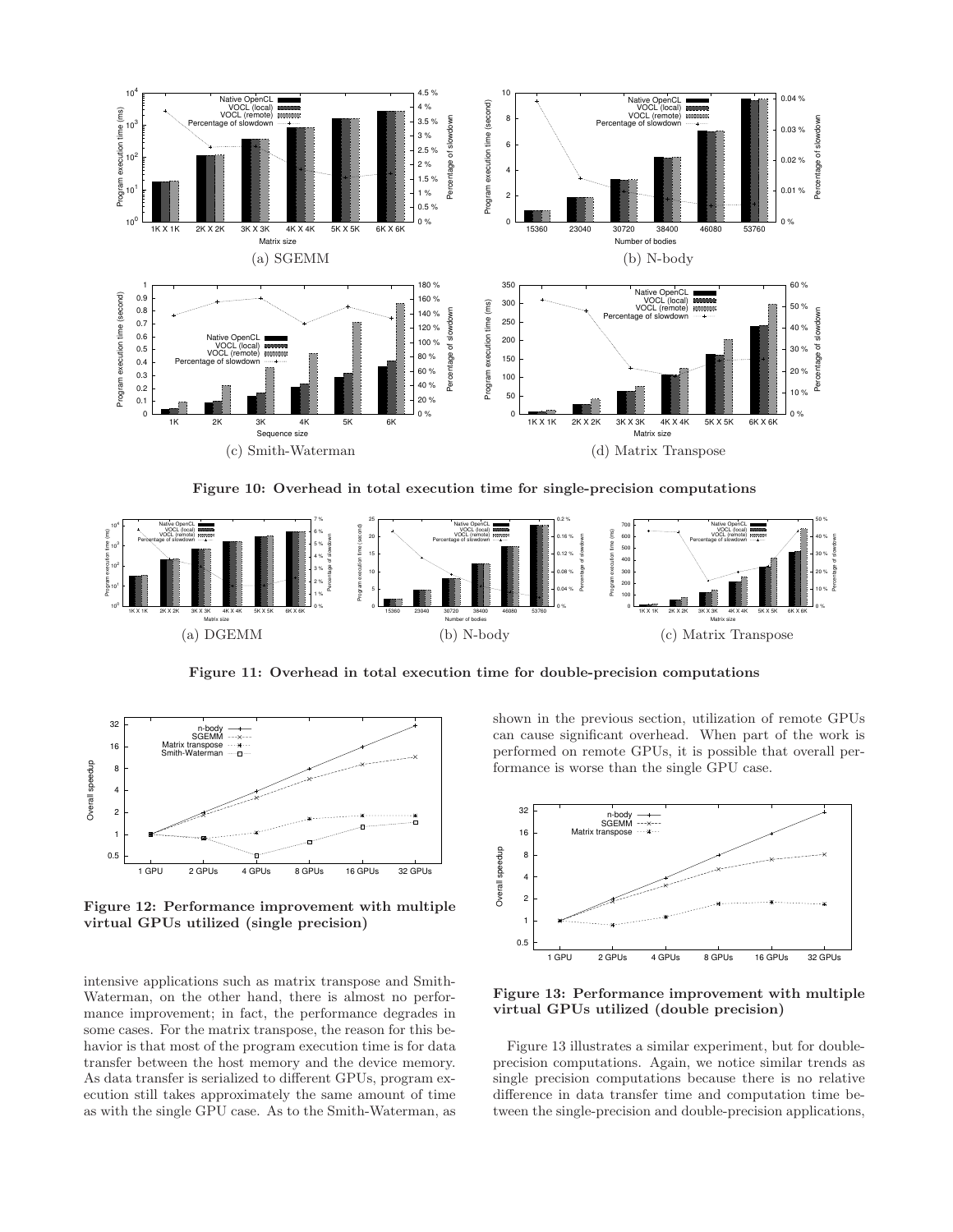(a) SGEMM

(b) N-body

(c) Smith-Waterman

(d) Matrix Transpose

**Figure 10: Overhead in total execution time for single-precision computations**

(a) DGEMM

(b) N-body

(c) Matrix Transpose

**Figure 11: Overhead in total execution time for double-precision computations**

**Figure 12: Performance improvement with multiple virtual GPUs utilized (single precision)**

intensive applications such as matrix transpose and Smith-Waterman, on the other hand, there is almost no performance improvement; in fact, the performance degrades in some cases. For the matrix transpose, the reason for this behavior is that most of the program execution time is for data transfer between the host memory and the device memory. As data transfer is serialized to different GPUs, program execution still takes approximately the same amount of time as with the single GPU case. As to the Smith-Waterman, as shown in the previous section, utilization of remote GPUs can cause significant overhead. When part of the work is performed on remote GPUs, it is possible that overall performance is worse than the single GPU case.

**Figure 13: Performance improvement with multiple virtual GPUs utilized (double precision)**

Figure 13 illustrates a similar experiment, but for double-precision computations. Again, we notice similar trends as single precision computations because there is no relative difference in data transfer time and computation time between the single-precision and double-precision applications,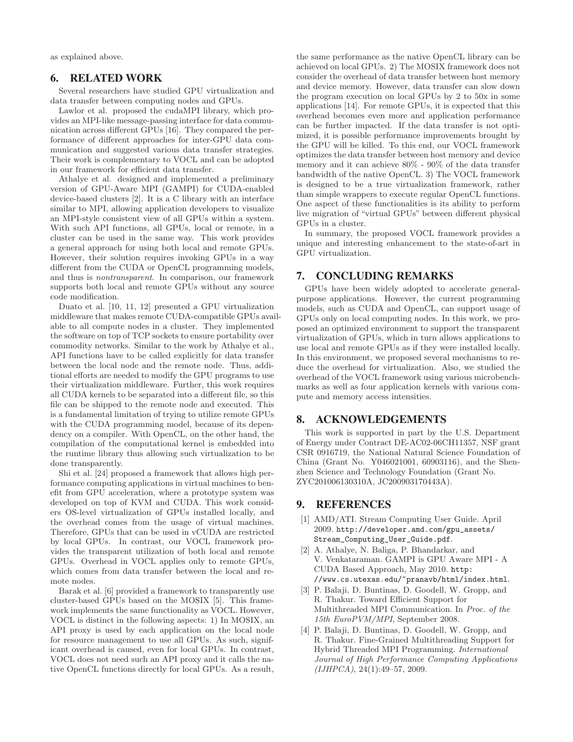as explained above.

## 6. RELATED WORK

Several researchers have studied GPU virtualization and data transfer between computing nodes and GPUs.

Lawlor et al. proposed the cudaMPI library, which provides an MPI-like message-passing interface for data communication across different GPUs [16]. They compared the performance of different approaches for inter-GPU data communication and suggested various data transfer strategies. Their work is complementary to VOCL and can be adopted in our framework for efficient data transfer.

Athalye et al. designed and implemented a preliminary version of GPU-Aware MPI (GAMPI) for CUDA-enabled device-based clusters [2]. It is a C library with an interface similar to MPI, allowing application developers to visualize an MPI-style consistent view of all GPUs within a system. With such API functions, all GPUs, local or remote, in a cluster can be used in the same way. This work provides a general approach for using both local and remote GPUs. However, their solution requires invoking GPUs in a way different from the CUDA or OpenCL programming models, and thus is *nontransparent*. In comparison, our framework supports both local and remote GPUs without any source code modification.

Duato et al. [10, 11, 12] presented a GPU virtualization middleware that makes remote CUDA-compatible GPUs available to all compute nodes in a cluster. They implemented the software on top of TCP sockets to ensure portability over commodity networks. Similar to the work by Athalye et al., API functions have to be called explicitly for data transfer between the local node and the remote node. Thus, additional efforts are needed to modify the GPU programs to use their virtualization middleware. Further, this work requires all CUDA kernels to be separated into a different file, so this file can be shipped to the remote node and executed. This is a fundamental limitation of trying to utilize remote GPUs with the CUDA programming model, because of its dependency on a compiler. With OpenCL, on the other hand, the compilation of the computational kernel is embedded into the runtime library thus allowing such virtualization to be done transparently.

Shi et al. [24] proposed a framework that allows high performance computing applications in virtual machines to benefit from GPU acceleration, where a prototype system was developed on top of KVM and CUDA. This work considers OS-level virtualization of GPUs installed locally, and the overhead comes from the usage of virtual machines. Therefore, GPUs that can be used in vCUDA are restricted by local GPUs. In contrast, our VOCL framework provides the transparent utilization of both local and remote GPUs. Overhead in VOCL applies only to remote GPUs, which comes from data transfer between the local and remote nodes.

Barak et al. [6] provided a framework to transparently use cluster-based GPUs based on the MOSIX [5]. This framework implements the same functionality as VOCL. However, VOCL is distinct in the following aspects: 1) In MOSIX, an API proxy is used by each application on the local node for resource management to use all GPUs. As such, significant overhead is caused, even for local GPUs. In contrast, VOCL does not need such an API proxy and it calls the native OpenCL functions directly for local GPUs. As a result, the same performance as the native OpenCL library can be achieved on local GPUs. 2) The MOSIX framework does not consider the overhead of data transfer between host memory and device memory. However, data transfer can slow down the program execution on local GPUs by 2 to 50x in some applications [14]. For remote GPUs, it is expected that this overhead becomes even more and application performance can be further impacted. If the data transfer is not optimized, it is possible performance improvements brought by the GPU will be killed. To this end, our VOCL framework optimizes the data transfer between host memory and device memory and it can achieve 80% - 90% of the data transfer bandwidth of the native OpenCL. 3) The VOCL framework is designed to be a true virtualization framework, rather than simple wrappers to execute regular OpenCL functions. One aspect of these functionalities is its ability to perform live migration of "virtual GPUs" between different physical GPUs in a cluster.

In summary, the proposed VOCL framework provides a unique and interesting enhancement to the state-of-art in GPU virtualization.

## 7. CONCLUDING REMARKS

GPUs have been widely adopted to accelerate general-purpose applications. However, the current programming models, such as CUDA and OpenCL, can support usage of GPUs only on local computing nodes. In this work, we proposed an optimized environment to support the transparent virtualization of GPUs, which in turn allows applications to use local and remote GPUs as if they were installed locally. In this environment, we proposed several mechanisms to reduce the overhead for virtualization. Also, we studied the overhead of the VOCL framework using various microbenchmarks as well as four application kernels with various compute and memory access intensities.

## 8. ACKNOWLEDGEMENTS

This work is supported in part by the U.S. Department of Energy under Contract DE-AC02-06CH11357, NSF grant CSR 0916719, the National Natural Science Foundation of China (Grant No. Y046021001, 60903116), and the Shenzhen Science and Technology Foundation (Grant No. ZYC201006130310A, JC200903170443A).

## 9. REFERENCES

[1] AMD/ATI. Stream Computing User Guide. April 2009. http://developer.amd.com/gpu_assets/Stream_Computing_User_Guide.pdf.

[2] A. Athalye, N. Baliga, P. Bhandarkar, and V. Venkataraman. GAMPI is GPU Aware MPI - A CUDA Based Approach, May 2010. http://www.cs.utexas.edu/~pranavb/html/index.html.

[3] P. Balaji, D. Buntinas, D. Goodell, W. Gropp, and R. Thakur. Toward Efficient Support for Multithreaded MPI Communication. In *Proc. of the 15th EuroPVM/MPI*, September 2008.

[4] P. Balaji, D. Buntinas, D. Goodell, W. Gropp, and R. Thakur. Fine-Grained Multithreading Support for Hybrid Threaded MPI Programming. *International Journal of High Performance Computing Applications (IJHPCA)*, 24(1):49–57, 2009.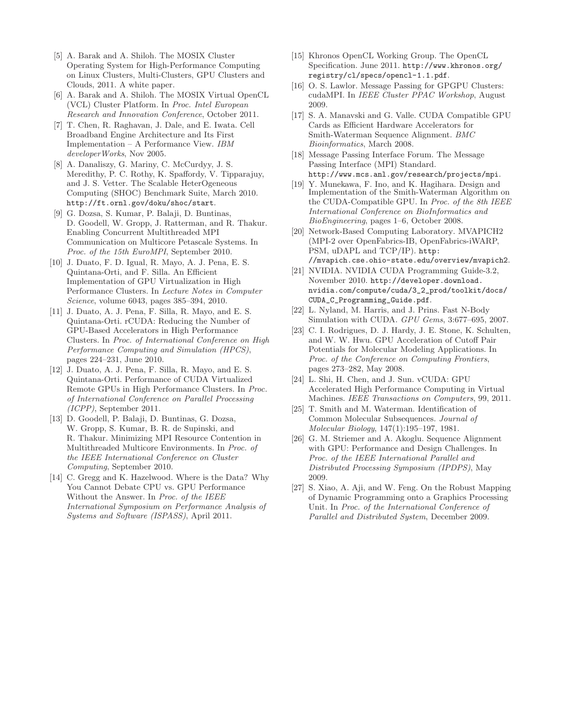[5] A. Barak and A. Shiloh. The MOSIX Cluster Operating System for High-Performance Computing on Linux Clusters, Multi-Clusters, GPU Clusters and Clouds, 2011. A white paper.

[6] A. Barak and A. Shiloh. The MOSIX Virtual OpenCL (VCL) Cluster Platform. In *Proc. Intel European Research and Innovation Conference*, October 2011.

[7] T. Chen, R. Raghavan, J. Dale, and E. Iwata. Cell Broadband Engine Architecture and Its First Implementation – A Performance View. *IBM developerWorks*, Nov 2005.

[8] A. Danaliszy, G. Mariny, C. McCurdyy, J. S. Meredithy, P. C. Rothy, K. Spaffordy, V. Tipparajuy, and J. S. Vetter. The Scalable HeterOgeneous Computing (SHOC) Benchmark Suite, March 2010. `http://ft.ornl.gov/doku/shoc/start`.

[9] G. Dozsa, S. Kumar, P. Balaji, D. Buntinas, D. Goodell, W. Gropp, J. Ratterman, and R. Thakur. Enabling Concurrent Multithreaded MPI Communication on Multicore Petascale Systems. In *Proc. of the 15th EuroMPI*, September 2010.

[10] J. Duato, F. D. Igual, R. Mayo, A. J. Pena, E. S. Quintana-Orti, and F. Silla. An Efficient Implementation of GPU Virtualization in High Performance Clusters. In *Lecture Notes in Computer Science*, volume 6043, pages 385–394, 2010.

[11] J. Duato, A. J. Pena, F. Silla, R. Mayo, and E. S. Quintana-Orti. rCUDA: Reducing the Number of GPU-Based Accelerators in High Performance Clusters. In *Proc. of International Conference on High Performance Computing and Simulation (HPCS)*, pages 224–231, June 2010.

[12] J. Duato, A. J. Pena, F. Silla, R. Mayo, and E. S. Quintana-Orti. Performance of CUDA Virtualized Remote GPUs in High Performance Clusters. In *Proc. of International Conference on Parallel Processing (ICPP)*, September 2011.

[13] D. Goodell, P. Balaji, D. Buntinas, G. Dozsa, W. Gropp, S. Kumar, B. R. de Supinski, and R. Thakur. Minimizing MPI Resource Contention in Multithreaded Multicore Environments. In *Proc. of the IEEE International Conference on Cluster Computing*, September 2010.

[14] C. Gregg and K. Hazelwood. Where is the Data? Why You Cannot Debate CPU vs. GPU Performance Without the Answer. In *Proc. of the IEEE International Symposium on Performance Analysis of Systems and Software (ISPASS)*, April 2011.

[15] Khronos OpenCL Working Group. The OpenCL Specification. June 2011. `http://www.khronos.org/registry/cl/specs/opencl-1.1.pdf`.

[16] O. S. Lawlor. Message Passing for GPGPU Clusters: cudaMPI. In *IEEE Cluster PPAC Workshop*, August 2009.

[17] S. A. Manavski and G. Valle. CUDA Compatible GPU Cards as Efficient Hardware Accelerators for Smith-Waterman Sequence Alignment. *BMC Bioinformatics*, March 2008.

[18] Message Passing Interface Forum. The Message Passing Interface (MPI) Standard. `http://www.mcs.anl.gov/research/projects/mpi`.

[19] Y. Munekawa, F. Ino, and K. Hagihara. Design and Implementation of the Smith-Waterman Algorithm on the CUDA-Compatible GPU. In *Proc. of the 8th IEEE International Conference on BioInformatics and BioEngineering*, pages 1–6, October 2008.

[20] Network-Based Computing Laboratory. MVAPICH2 (MPI-2 over OpenFabrics-IB, OpenFabrics-iWARP, PSM, uDAPL and TCP/IP). `http://mvapich.cse.ohio-state.edu/overview/mvapich2`.

[21] NVIDIA. NVIDIA CUDA Programming Guide-3.2, November 2010. `http://developer.download.nvidia.com/compute/cuda/3_2_prod/toolkit/docs/CUDA_C_Programming_Guide.pdf`.

[22] L. Nyland, M. Harris, and J. Prins. Fast N-Body Simulation with CUDA. *GPU Gems*, 3:677–695, 2007.

[23] C. I. Rodrigues, D. J. Hardy, J. E. Stone, K. Schulten, and W. W. Hwu. GPU Acceleration of Cutoff Pair Potentials for Molecular Modeling Applications. In *Proc. of the Conference on Computing Frontiers*, pages 273–282, May 2008.

[24] L. Shi, H. Chen, and J. Sun. vCUDA: GPU Accelerated High Performance Computing in Virtual Machines. *IEEE Transactions on Computers*, 99, 2011.

[25] T. Smith and M. Waterman. Identification of Common Molecular Subsequences. *Journal of Molecular Biology*, 147(1):195–197, 1981.

[26] G. M. Striemer and A. Akoglu. Sequence Alignment with GPU: Performance and Design Challenges. In *Proc. of the IEEE International Parallel and Distributed Processing Symposium (IPDPS)*, May 2009.

[27] S. Xiao, A. Aji, and W. Feng. On the Robust Mapping of Dynamic Programming onto a Graphics Processing Unit. In *Proc. of the International Conference of Parallel and Distributed System*, December 2009.